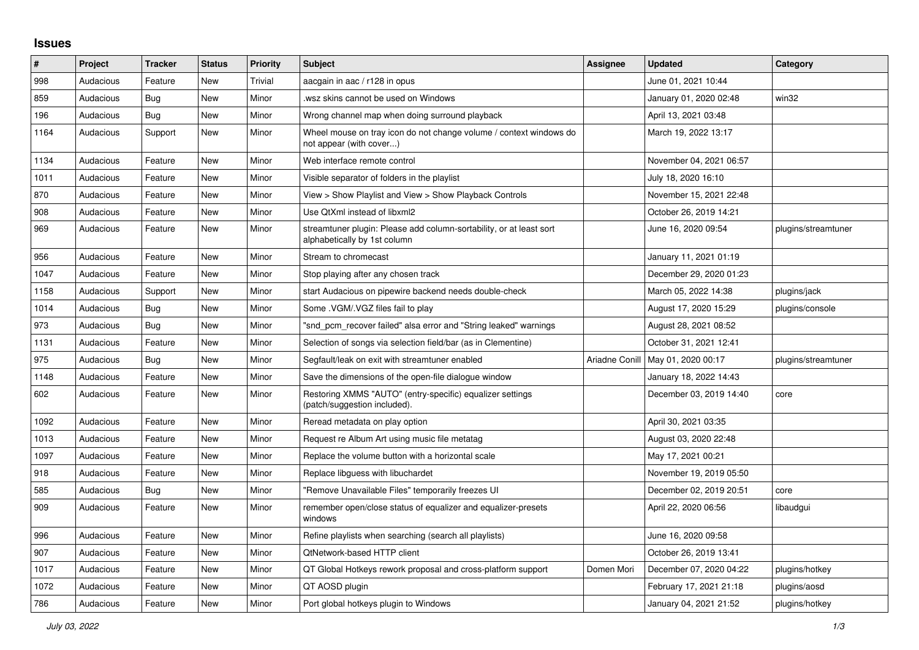## Issues

| # | Project | Tracker | Status | Priority | Subject | Assignee | Updated | Category |
|---|---|---|---|---|---|---|---|---|
| 998 | Audacious | Feature | New | Trivial | aacgain in aac / r128 in opus | | June 01, 2021 10:44 | |
| 859 | Audacious | Bug | New | Minor | .wsz skins cannot be used on Windows | | January 01, 2020 02:48 | win32 |
| 196 | Audacious | Bug | New | Minor | Wrong channel map when doing surround playback | | April 13, 2021 03:48 | |
| 1164 | Audacious | Support | New | Minor | Wheel mouse on tray icon do not change volume / context windows do not appear (with cover...) | | March 19, 2022 13:17 | |
| 1134 | Audacious | Feature | New | Minor | Web interface remote control | | November 04, 2021 06:57 | |
| 1011 | Audacious | Feature | New | Minor | Visible separator of folders in the playlist | | July 18, 2020 16:10 | |
| 870 | Audacious | Feature | New | Minor | View > Show Playlist and View > Show Playback Controls | | November 15, 2021 22:48 | |
| 908 | Audacious | Feature | New | Minor | Use QtXml instead of libxml2 | | October 26, 2019 14:21 | |
| 969 | Audacious | Feature | New | Minor | streamtuner plugin: Please add column-sortability, or at least sort alphabetically by 1st column | | June 16, 2020 09:54 | plugins/streamtuner |
| 956 | Audacious | Feature | New | Minor | Stream to chromecast | | January 11, 2021 01:19 | |
| 1047 | Audacious | Feature | New | Minor | Stop playing after any chosen track | | December 29, 2020 01:23 | |
| 1158 | Audacious | Support | New | Minor | start Audacious on pipewire backend needs double-check | | March 05, 2022 14:38 | plugins/jack |
| 1014 | Audacious | Bug | New | Minor | Some .VGM/.VGZ files fail to play | | August 17, 2020 15:29 | plugins/console |
| 973 | Audacious | Bug | New | Minor | "snd_pcm_recover failed" alsa error and "String leaked" warnings | | August 28, 2021 08:52 | |
| 1131 | Audacious | Feature | New | Minor | Selection of songs via selection field/bar (as in Clementine) | | October 31, 2021 12:41 | |
| 975 | Audacious | Bug | New | Minor | Segfault/leak on exit with streamtuner enabled | Ariadne Conill | May 01, 2020 00:17 | plugins/streamtuner |
| 1148 | Audacious | Feature | New | Minor | Save the dimensions of the open-file dialogue window | | January 18, 2022 14:43 | |
| 602 | Audacious | Feature | New | Minor | Restoring XMMS "AUTO" (entry-specific) equalizer settings (patch/suggestion included). | | December 03, 2019 14:40 | core |
| 1092 | Audacious | Feature | New | Minor | Reread metadata on play option | | April 30, 2021 03:35 | |
| 1013 | Audacious | Feature | New | Minor | Request re Album Art using music file metatag | | August 03, 2020 22:48 | |
| 1097 | Audacious | Feature | New | Minor | Replace the volume button with a horizontal scale | | May 17, 2021 00:21 | |
| 918 | Audacious | Feature | New | Minor | Replace libguess with libuchardet | | November 19, 2019 05:50 | |
| 585 | Audacious | Bug | New | Minor | "Remove Unavailable Files" temporarily freezes UI | | December 02, 2019 20:51 | core |
| 909 | Audacious | Feature | New | Minor | remember open/close status of equalizer and equalizer-presets windows | | April 22, 2020 06:56 | libaudgui |
| 996 | Audacious | Feature | New | Minor | Refine playlists when searching (search all playlists) | | June 16, 2020 09:58 | |
| 907 | Audacious | Feature | New | Minor | QtNetwork-based HTTP client | | October 26, 2019 13:41 | |
| 1017 | Audacious | Feature | New | Minor | QT Global Hotkeys rework proposal and cross-platform support | Domen Mori | December 07, 2020 04:22 | plugins/hotkey |
| 1072 | Audacious | Feature | New | Minor | QT AOSD plugin | | February 17, 2021 21:18 | plugins/aosd |
| 786 | Audacious | Feature | New | Minor | Port global hotkeys plugin to Windows | | January 04, 2021 21:52 | plugins/hotkey |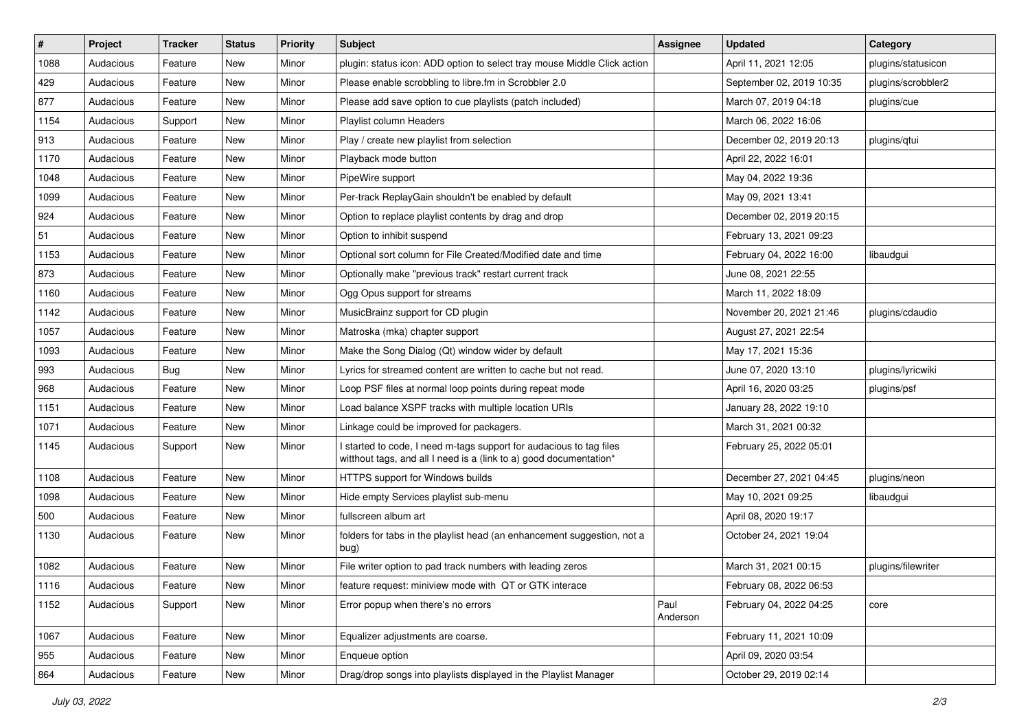| # | Project | Tracker | Status | Priority | Subject | Assignee | Updated | Category |
|---|---|---|---|---|---|---|---|---|
| 1088 | Audacious | Feature | New | Minor | plugin: status icon: ADD option to select tray mouse Middle Click action | | April 11, 2021 12:05 | plugins/statusicon |
| 429 | Audacious | Feature | New | Minor | Please enable scrobbling to libre.fm in Scrobbler 2.0 | | September 02, 2019 10:35 | plugins/scrobbler2 |
| 877 | Audacious | Feature | New | Minor | Please add save option to cue playlists (patch included) | | March 07, 2019 04:18 | plugins/cue |
| 1154 | Audacious | Support | New | Minor | Playlist column Headers | | March 06, 2022 16:06 | |
| 913 | Audacious | Feature | New | Minor | Play / create new playlist from selection | | December 02, 2019 20:13 | plugins/qtui |
| 1170 | Audacious | Feature | New | Minor | Playback mode button | | April 22, 2022 16:01 | |
| 1048 | Audacious | Feature | New | Minor | PipeWire support | | May 04, 2022 19:36 | |
| 1099 | Audacious | Feature | New | Minor | Per-track ReplayGain shouldn't be enabled by default | | May 09, 2021 13:41 | |
| 924 | Audacious | Feature | New | Minor | Option to replace playlist contents by drag and drop | | December 02, 2019 20:15 | |
| 51 | Audacious | Feature | New | Minor | Option to inhibit suspend | | February 13, 2021 09:23 | |
| 1153 | Audacious | Feature | New | Minor | Optional sort column for File Created/Modified date and time | | February 04, 2022 16:00 | libaudgui |
| 873 | Audacious | Feature | New | Minor | Optionally make "previous track" restart current track | | June 08, 2021 22:55 | |
| 1160 | Audacious | Feature | New | Minor | Ogg Opus support for streams | | March 11, 2022 18:09 | |
| 1142 | Audacious | Feature | New | Minor | MusicBrainz support for CD plugin | | November 20, 2021 21:46 | plugins/cdaudio |
| 1057 | Audacious | Feature | New | Minor | Matroska (mka) chapter support | | August 27, 2021 22:54 | |
| 1093 | Audacious | Feature | New | Minor | Make the Song Dialog (Qt) window wider by default | | May 17, 2021 15:36 | |
| 993 | Audacious | Bug | New | Minor | Lyrics for streamed content are written to cache but not read. | | June 07, 2020 13:10 | plugins/lyricwiki |
| 968 | Audacious | Feature | New | Minor | Loop PSF files at normal loop points during repeat mode | | April 16, 2020 03:25 | plugins/psf |
| 1151 | Audacious | Feature | New | Minor | Load balance XSPF tracks with multiple location URIs | | January 28, 2022 19:10 | |
| 1071 | Audacious | Feature | New | Minor | Linkage could be improved for packagers. | | March 31, 2021 00:32 | |
| 1145 | Audacious | Support | New | Minor | I started to code, I need m-tags support for audacious to tag files witthout tags, and all I need is a (link to a) good documentation* | | February 25, 2022 05:01 | |
| 1108 | Audacious | Feature | New | Minor | HTTPS support for Windows builds | | December 27, 2021 04:45 | plugins/neon |
| 1098 | Audacious | Feature | New | Minor | Hide empty Services playlist sub-menu | | May 10, 2021 09:25 | libaudgui |
| 500 | Audacious | Feature | New | Minor | fullscreen album art | | April 08, 2020 19:17 | |
| 1130 | Audacious | Feature | New | Minor | folders for tabs in the playlist head (an enhancement suggestion, not a bug) | | October 24, 2021 19:04 | |
| 1082 | Audacious | Feature | New | Minor | File writer option to pad track numbers with leading zeros | | March 31, 2021 00:15 | plugins/filewriter |
| 1116 | Audacious | Feature | New | Minor | feature request: miniview mode with QT or GTK interace | | February 08, 2022 06:53 | |
| 1152 | Audacious | Support | New | Minor | Error popup when there's no errors | Paul Anderson | February 04, 2022 04:25 | core |
| 1067 | Audacious | Feature | New | Minor | Equalizer adjustments are coarse. | | February 11, 2021 10:09 | |
| 955 | Audacious | Feature | New | Minor | Enqueue option | | April 09, 2020 03:54 | |
| 864 | Audacious | Feature | New | Minor | Drag/drop songs into playlists displayed in the Playlist Manager | | October 29, 2019 02:14 | |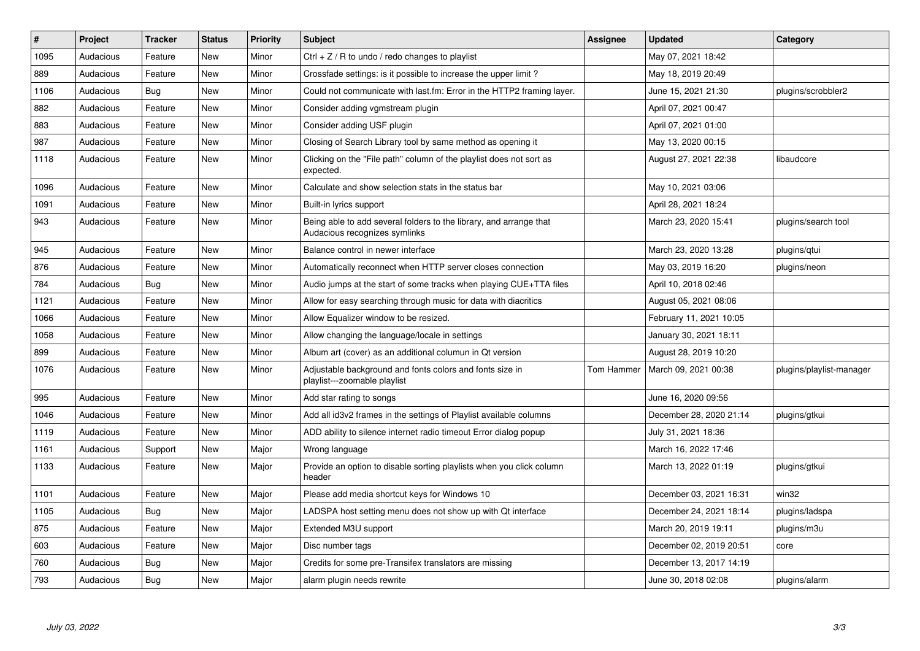| # | Project | Tracker | Status | Priority | Subject | Assignee | Updated | Category |
|---|---|---|---|---|---|---|---|---|
| 1095 | Audacious | Feature | New | Minor | Ctrl + Z / R to undo / redo changes to playlist | | May 07, 2021 18:42 | |
| 889 | Audacious | Feature | New | Minor | Crossfade settings: is it possible to increase the upper limit ? | | May 18, 2019 20:49 | |
| 1106 | Audacious | Bug | New | Minor | Could not communicate with last.fm: Error in the HTTP2 framing layer. | | June 15, 2021 21:30 | plugins/scrobbler2 |
| 882 | Audacious | Feature | New | Minor | Consider adding vgmstream plugin | | April 07, 2021 00:47 | |
| 883 | Audacious | Feature | New | Minor | Consider adding USF plugin | | April 07, 2021 01:00 | |
| 987 | Audacious | Feature | New | Minor | Closing of Search Library tool by same method as opening it | | May 13, 2020 00:15 | |
| 1118 | Audacious | Feature | New | Minor | Clicking on the "File path" column of the playlist does not sort as expected. | | August 27, 2021 22:38 | libaudcore |
| 1096 | Audacious | Feature | New | Minor | Calculate and show selection stats in the status bar | | May 10, 2021 03:06 | |
| 1091 | Audacious | Feature | New | Minor | Built-in lyrics support | | April 28, 2021 18:24 | |
| 943 | Audacious | Feature | New | Minor | Being able to add several folders to the library, and arrange that Audacious recognizes symlinks | | March 23, 2020 15:41 | plugins/search tool |
| 945 | Audacious | Feature | New | Minor | Balance control in newer interface | | March 23, 2020 13:28 | plugins/qtui |
| 876 | Audacious | Feature | New | Minor | Automatically reconnect when HTTP server closes connection | | May 03, 2019 16:20 | plugins/neon |
| 784 | Audacious | Bug | New | Minor | Audio jumps at the start of some tracks when playing CUE+TTA files | | April 10, 2018 02:46 | |
| 1121 | Audacious | Feature | New | Minor | Allow for easy searching through music for data with diacritics | | August 05, 2021 08:06 | |
| 1066 | Audacious | Feature | New | Minor | Allow Equalizer window to be resized. | | February 11, 2021 10:05 | |
| 1058 | Audacious | Feature | New | Minor | Allow changing the language/locale in settings | | January 30, 2021 18:11 | |
| 899 | Audacious | Feature | New | Minor | Album art (cover) as an additional columun in Qt version | | August 28, 2019 10:20 | |
| 1076 | Audacious | Feature | New | Minor | Adjustable background and fonts colors and fonts size in playlist---zoomable playlist | Tom Hammer | March 09, 2021 00:38 | plugins/playlist-manager |
| 995 | Audacious | Feature | New | Minor | Add star rating to songs | | June 16, 2020 09:56 | |
| 1046 | Audacious | Feature | New | Minor | Add all id3v2 frames in the settings of Playlist available columns | | December 28, 2020 21:14 | plugins/gtkui |
| 1119 | Audacious | Feature | New | Minor | ADD ability to silence internet radio timeout Error dialog popup | | July 31, 2021 18:36 | |
| 1161 | Audacious | Support | New | Major | Wrong language | | March 16, 2022 17:46 | |
| 1133 | Audacious | Feature | New | Major | Provide an option to disable sorting playlists when you click column header | | March 13, 2022 01:19 | plugins/gtkui |
| 1101 | Audacious | Feature | New | Major | Please add media shortcut keys for Windows 10 | | December 03, 2021 16:31 | win32 |
| 1105 | Audacious | Bug | New | Major | LADSPA host setting menu does not show up with Qt interface | | December 24, 2021 18:14 | plugins/ladspa |
| 875 | Audacious | Feature | New | Major | Extended M3U support | | March 20, 2019 19:11 | plugins/m3u |
| 603 | Audacious | Feature | New | Major | Disc number tags | | December 02, 2019 20:51 | core |
| 760 | Audacious | Bug | New | Major | Credits for some pre-Transifex translators are missing | | December 13, 2017 14:19 | |
| 793 | Audacious | Bug | New | Major | alarm plugin needs rewrite | | June 30, 2018 02:08 | plugins/alarm |